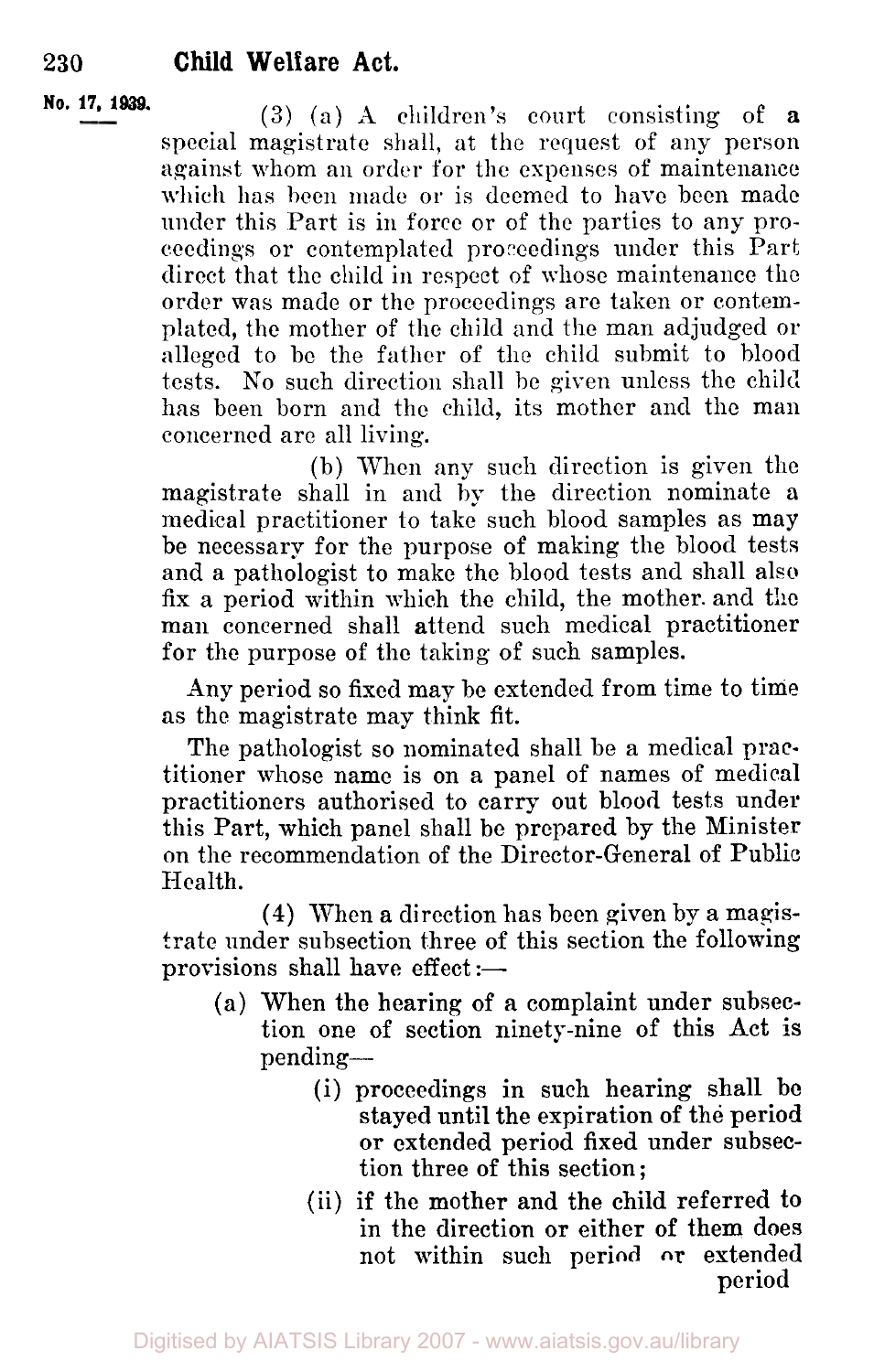No. 17, 1939.

(3) (a) A children's court consisting of a special magistrate shall, at the request of any person against whom an order for the expenses of maintenance which has been made or is deemed to have been made under this Part is in force or of the parties to any proceedings or contemplated proceedings under this Part direct that the child in respect of whose maintenance the order was made or the proceedings are taken or contemplated, the mother of the child and the man adjudged or alleged to be the father of the child submit to blood tests. No such direction shall be given unless the child has been born and the child, its mother and the man concerned are all living.

(b) When any such direction is given the magistrate shall in and by the direction nominate a medical practitioner to take such blood samples as may be necessary for the purpose of making the blood tests and a pathologist to make the blood tests and shall also fix a period within which the child, the mother and the man concerned shall attend such medical practitioner for the purpose of the taking of such samples.

Any period so fixed may be extended from time to time as the magistrate may think fit.

The pathologist so nominated shall be a medical practitioner whose name is on a panel of names of medical practitioners authorised to carry out blood tests under this Part, which panel shall be prepared by the Minister on the recommendation of the Director-General of Public Health.

(4) When a direction has been given by a magistrate under subsection three of this section the following provisions shall have effect:—

(a) When the hearing of a complaint under subsection one of section ninety-nine of this Act is pending—

(i) proceedings in such hearing shall be stayed until the expiration of the period or extended period fixed under subsection three of this section;

(ii) if the mother and the child referred to in the direction or either of them does not within such period or extended period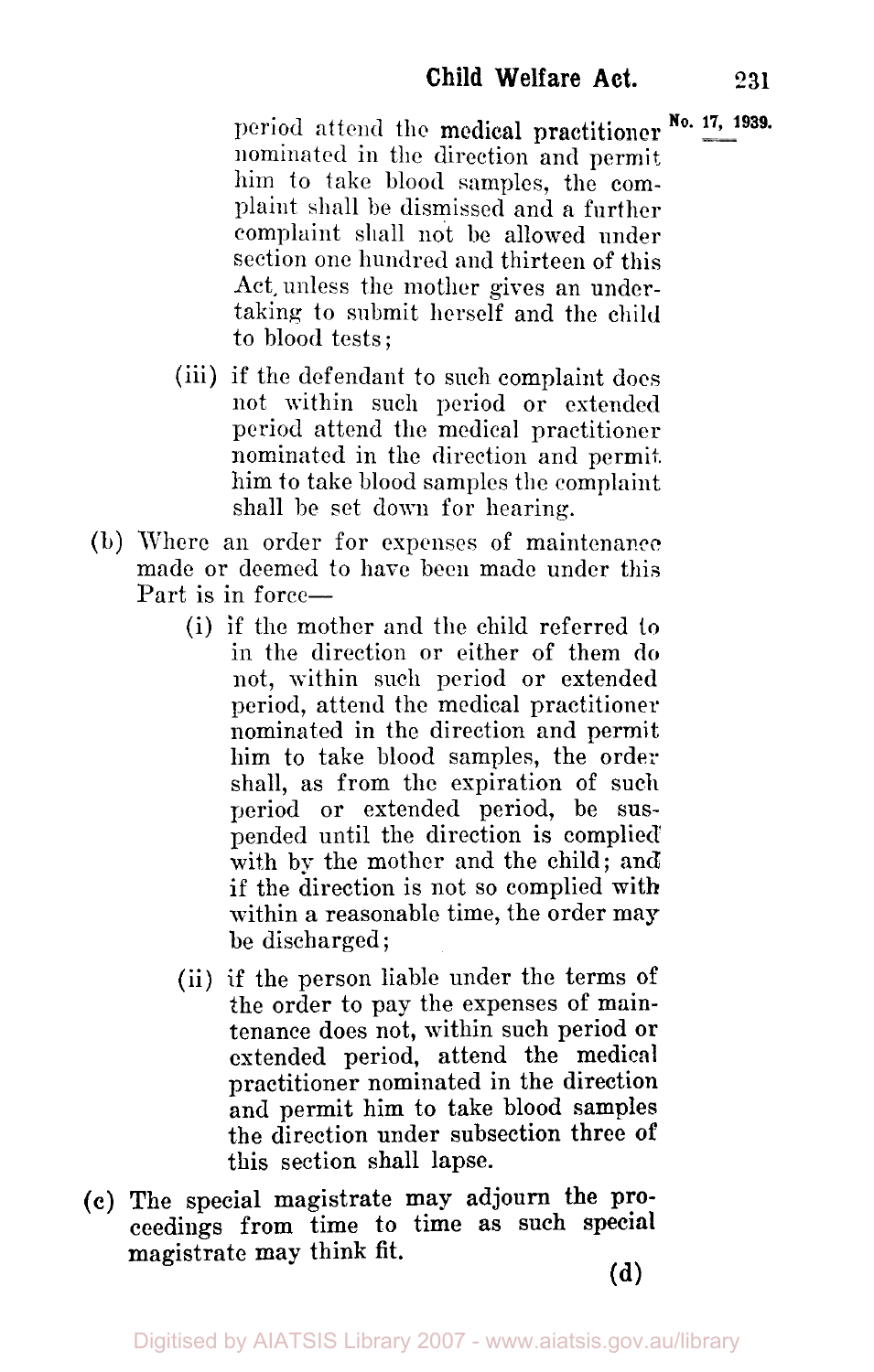period attend the medical practitioner nominated in the direction and permit him to take blood samples, the complaint shall be dismissed and a further complaint shall not be allowed under section one hundred and thirteen of this Act, unless the mother gives an undertaking to submit herself and the child to blood tests;

(iii) if the defendant to such complaint does not within such period or extended period attend the medical practitioner nominated in the direction and permit him to take blood samples the complaint shall be set down for hearing.

(b) Where an order for expenses of maintenance made or deemed to have been made under this Part is in force—

(i) if the mother and the child referred to in the direction or either of them do not, within such period or extended period, attend the medical practitioner nominated in the direction and permit him to take blood samples, the order shall, as from the expiration of such period or extended period, be suspended until the direction is complied with by the mother and the child; and if the direction is not so complied with within a reasonable time, the order may be discharged;

(ii) if the person liable under the terms of the order to pay the expenses of maintenance does not, within such period or extended period, attend the medical practitioner nominated in the direction and permit him to take blood samples the direction under subsection three of this section shall lapse.

(c) The special magistrate may adjourn the proceedings from time to time as such special magistrate may think fit.

(d)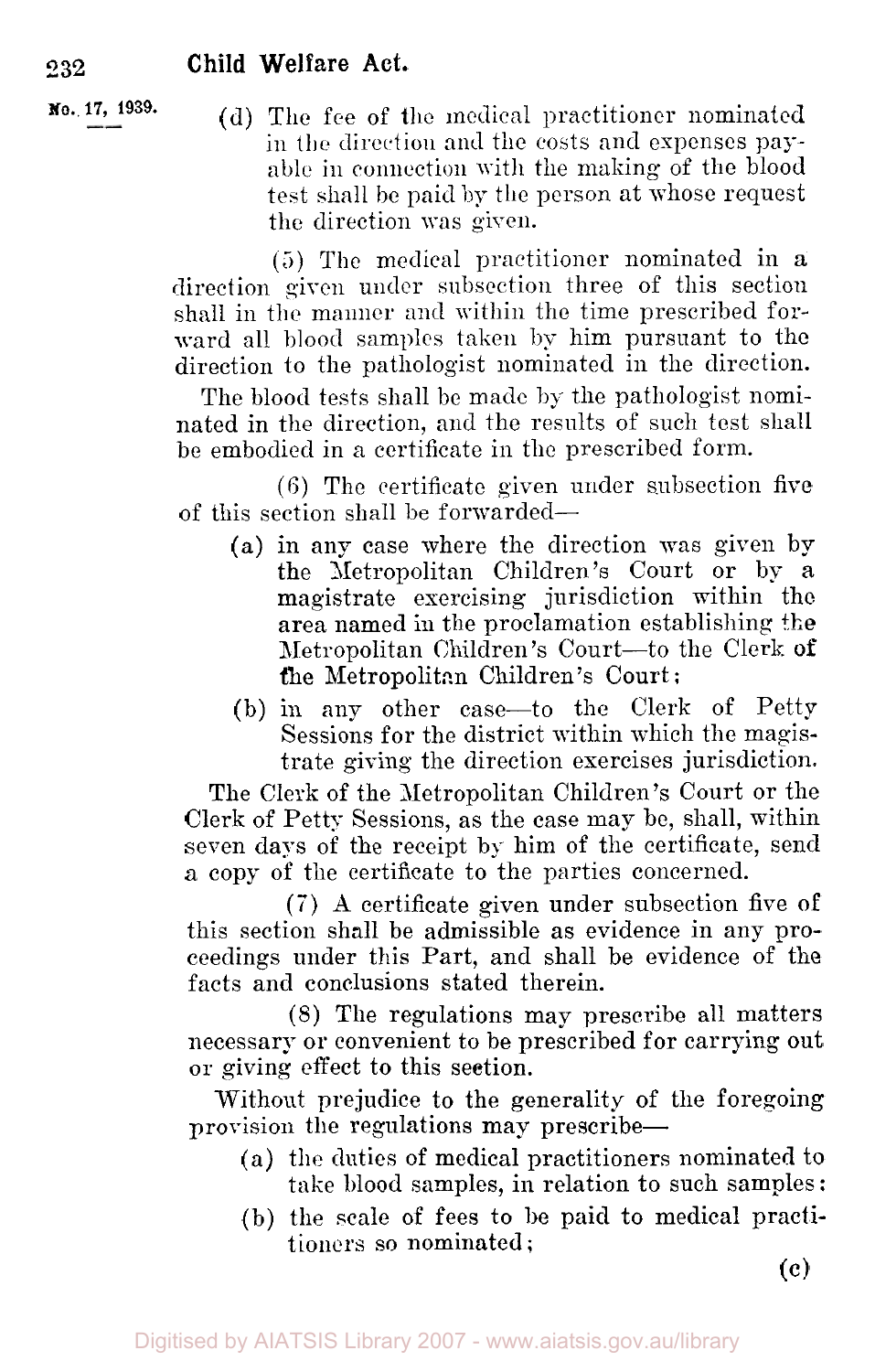(d) The fee of the medical practitioner nominated in the direction and the costs and expenses payable in connection with the making of the blood test shall be paid by the person at whose request the direction was given.

(5) The medical practitioner nominated in a direction given under subsection three of this section shall in the manner and within the time prescribed forward all blood samples taken by him pursuant to the direction to the pathologist nominated in the direction.

The blood tests shall be made by the pathologist nominated in the direction, and the results of such test shall be embodied in a certificate in the prescribed form.

(6) The certificate given under subsection five of this section shall be forwarded—

(a) in any case where the direction was given by the Metropolitan Children's Court or by a magistrate exercising jurisdiction within the area named in the proclamation establishing the Metropolitan Children's Court—to the Clerk of the Metropolitan Children's Court;

(b) in any other case—to the Clerk of Petty Sessions for the district within which the magistrate giving the direction exercises jurisdiction.

The Clerk of the Metropolitan Children's Court or the Clerk of Petty Sessions, as the case may be, shall, within seven days of the receipt by him of the certificate, send a copy of the certificate to the parties concerned.

(7) A certificate given under subsection five of this section shall be admissible as evidence in any proceedings under this Part, and shall be evidence of the facts and conclusions stated therein.

(8) The regulations may prescribe all matters necessary or convenient to be prescribed for carrying out or giving effect to this section.

Without prejudice to the generality of the foregoing provision the regulations may prescribe—

(a) the duties of medical practitioners nominated to take blood samples, in relation to such samples:

(b) the scale of fees to be paid to medical practitioners so nominated;

(c)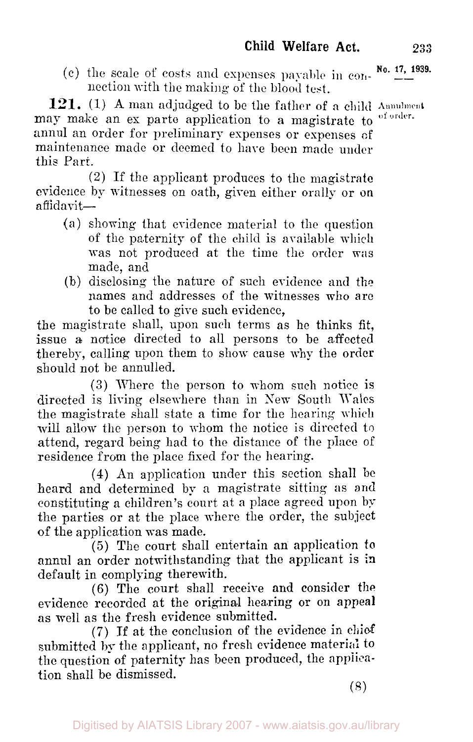(c) the scale of costs and expenses payable in connection with the making of the blood test.

**121.** (1) A man adjudged to be the father of a child may make an ex parte application to a magistrate to annul an order for preliminary expenses or expenses of maintenance made or deemed to have been made under this Part.

Annulment of order.

(2) If the applicant produces to the magistrate evidence by witnesses on oath, given either orally or on affidavit—

(a) showing that evidence material to the question of the paternity of the child is available which was not produced at the time the order was made, and

(b) disclosing the nature of such evidence and the names and addresses of the witnesses who are to be called to give such evidence,

the magistrate shall, upon such terms as he thinks fit, issue a notice directed to all persons to be affected thereby, calling upon them to show cause why the order should not be annulled.

(3) Where the person to whom such notice is directed is living elsewhere than in New South Wales the magistrate shall state a time for the hearing which will allow the person to whom the notice is directed to attend, regard being had to the distance of the place of residence from the place fixed for the hearing.

(4) An application under this section shall be heard and determined by a magistrate sitting as and constituting a children's court at a place agreed upon by the parties or at the place where the order, the subject of the application was made.

(5) The court shall entertain an application to annul an order notwithstanding that the applicant is in default in complying therewith.

(6) The court shall receive and consider the evidence recorded at the original hearing or on appeal as well as the fresh evidence submitted.

(7) If at the conclusion of the evidence in chief submitted by the applicant, no fresh evidence material to the question of paternity has been produced, the application shall be dismissed.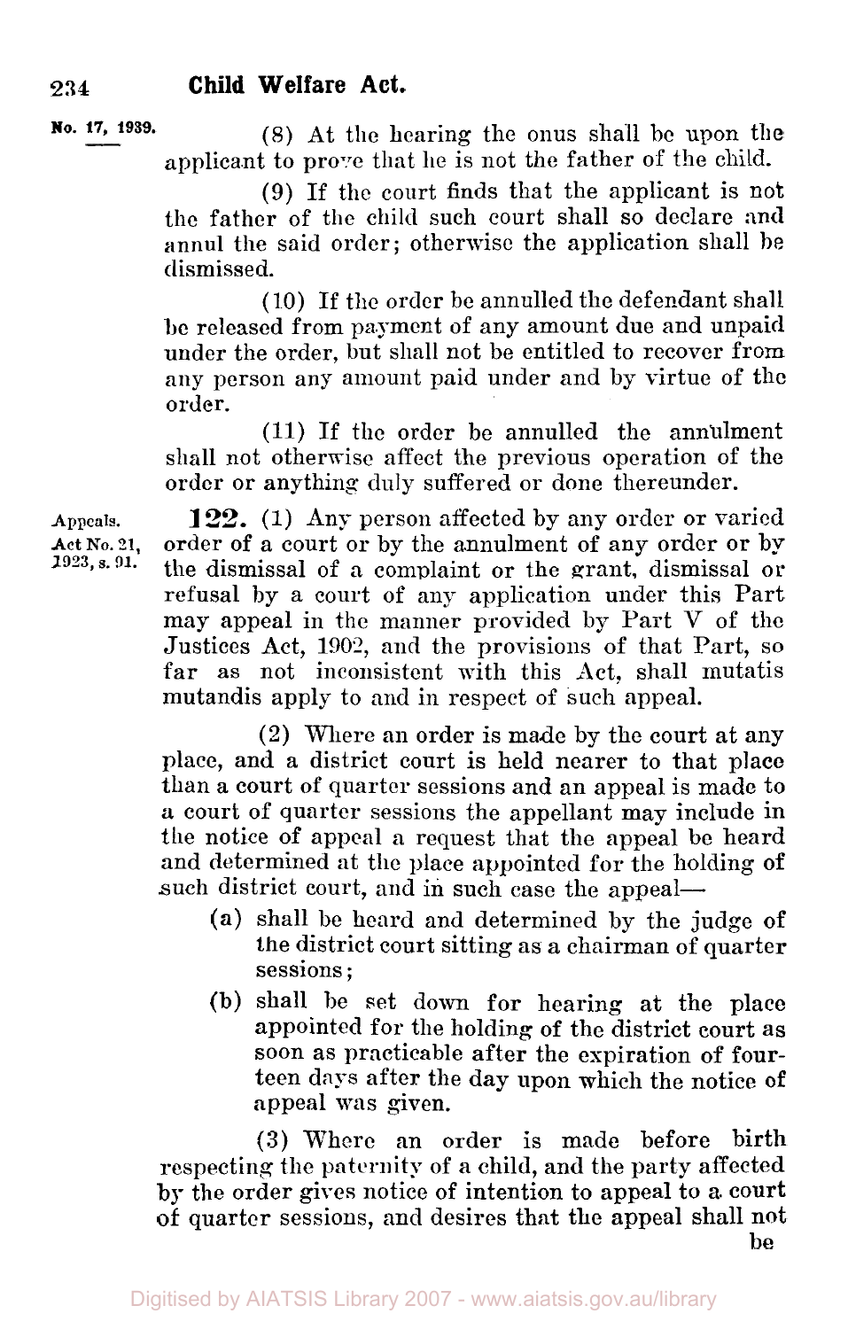No. 17, 1939.

(8) At the hearing the onus shall be upon the applicant to prove that he is not the father of the child.

(9) If the court finds that the applicant is not the father of the child such court shall so declare and annul the said order; otherwise the application shall be dismissed.

(10) If the order be annulled the defendant shall be released from payment of any amount due and unpaid under the order, but shall not be entitled to recover from any person any amount paid under and by virtue of the order.

(11) If the order be annulled the annulment shall not otherwise affect the previous operation of the order or anything duly suffered or done thereunder.

Appeals. Act No. 21, 1923, s. 91.

**122.** (1) Any person affected by any order or varied order of a court or by the annulment of any order or by the dismissal of a complaint or the grant, dismissal or refusal by a court of any application under this Part may appeal in the manner provided by Part V of the Justices Act, 1902, and the provisions of that Part, so far as not inconsistent with this Act, shall mutatis mutandis apply to and in respect of such appeal.

(2) Where an order is made by the court at any place, and a district court is held nearer to that place than a court of quarter sessions and an appeal is made to a court of quarter sessions the appellant may include in the notice of appeal a request that the appeal be heard and determined at the place appointed for the holding of such district court, and in such case the appeal—

- (a) shall be heard and determined by the judge of the district court sitting as a chairman of quarter sessions;
- (b) shall be set down for hearing at the place appointed for the holding of the district court as soon as practicable after the expiration of fourteen days after the day upon which the notice of appeal was given.

(3) Where an order is made before birth respecting the paternity of a child, and the party affected by the order gives notice of intention to appeal to a court of quarter sessions, and desires that the appeal shall not be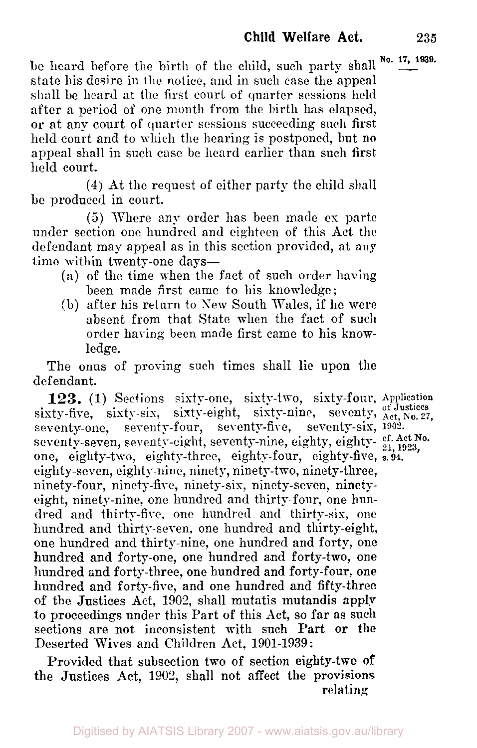be heard before the birth of the child, such party shall state his desire in the notice, and in such case the appeal shall be heard at the first court of quarter sessions held after a period of one month from the birth has elapsed, or at any court of quarter sessions succeeding such first held court and to which the hearing is postponed, but no appeal shall in such case be heard earlier than such first held court.

(4) At the request of either party the child shall be produced in court.

(5) Where any order has been made ex parte under section one hundred and eighteen of this Act the defendant may appeal as in this section provided, at any time within twenty-one days—

(a) of the time when the fact of such order having been made first came to his knowledge;

(b) after his return to New South Wales, if he were absent from that State when the fact of such order having been made first came to his knowledge.

The onus of proving such times shall lie upon the defendant.

Application of Justices Act, No. 27, 1902. cf. Act No. 21, 1923, s. 94.

**123.** (1) Sections sixty-one, sixty-two, sixty-four, sixty-five, sixty-six, sixty-eight, sixty-nine, seventy, seventy-one, seventy-four, seventy-five, seventy-six, seventy-seven, seventy-eight, seventy-nine, eighty, eighty-one, eighty-two, eighty-three, eighty-four, eighty-five, eighty-seven, eighty-nine, ninety, ninety-two, ninety-three, ninety-four, ninety-five, ninety-six, ninety-seven, ninety-eight, ninety-nine, one hundred and thirty-four, one hundred and thirty-five, one hundred and thirty-six, one hundred and thirty-seven, one hundred and thirty-eight, one hundred and thirty-nine, one hundred and forty, one hundred and forty-one, one hundred and forty-two, one hundred and forty-three, one hundred and forty-four, one hundred and forty-five, and one hundred and fifty-three of the Justices Act, 1902, shall mutatis mutandis apply to proceedings under this Part of this Act, so far as such sections are not inconsistent with such Part or the Deserted Wives and Children Act, 1901-1939:

Provided that subsection two of section eighty-two of the Justices Act, 1902, shall not affect the provisions relating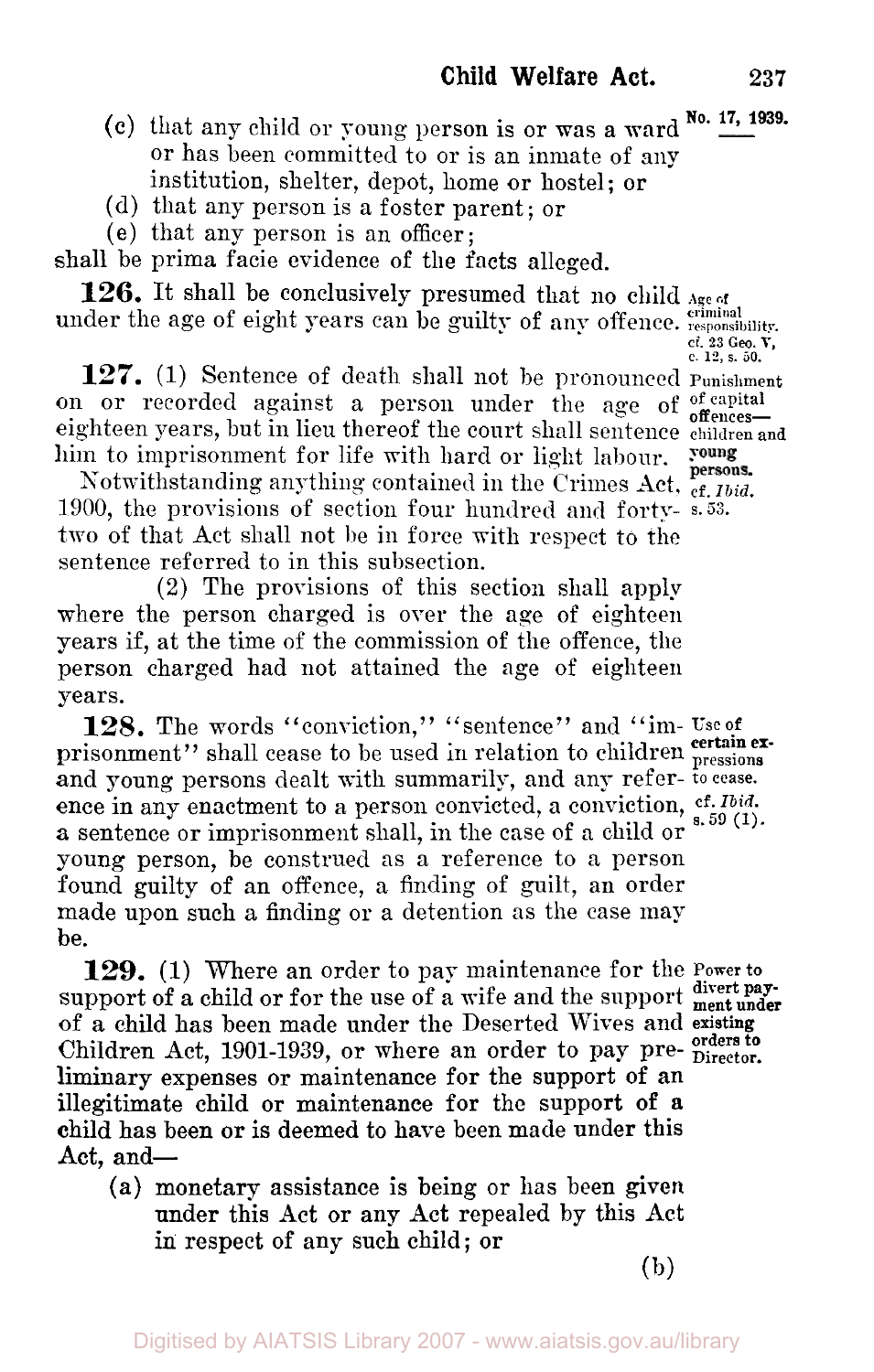(c) that any child or young person is or was a ward or has been committed to or is an inmate of any institution, shelter, depot, home or hostel; or

(d) that any person is a foster parent; or

(e) that any person is an officer;

shall be prima facie evidence of the facts alleged.

No. 17, 1939.

**126.** It shall be conclusively presumed that no child under the age of eight years can be guilty of any offence.

*Age of criminal responsibility. cf. 23 Geo. V, c. 12, s. 50.*

**127.** (1) Sentence of death shall not be pronounced on or recorded against a person under the age of eighteen years, but in lieu thereof the court shall sentence him to imprisonment for life with hard or light labour.

Notwithstanding anything contained in the Crimes Act, 1900, the provisions of section four hundred and forty-two of that Act shall not be in force with respect to the sentence referred to in this subsection.

(2) The provisions of this section shall apply where the person charged is over the age of eighteen years if, at the time of the commission of the offence, the person charged had not attained the age of eighteen years.

*Punishment of capital offences—children and young persons. cf. Ibid. s. 53.*

**128.** The words "conviction," "sentence" and "imprisonment" shall cease to be used in relation to children and young persons dealt with summarily, and any reference in any enactment to a person convicted, a conviction, a sentence or imprisonment shall, in the case of a child or young person, be construed as a reference to a person found guilty of an offence, a finding of guilt, an order made upon such a finding or a detention as the case may be.

*Use of certain expressions to cease. cf. Ibid. s. 59 (1).*

**129.** (1) Where an order to pay maintenance for the support of a child or for the use of a wife and the support of a child has been made under the Deserted Wives and Children Act, 1901-1939, or where an order to pay preliminary expenses or maintenance for the support of an illegitimate child or maintenance for the support of a child has been or is deemed to have been made under this Act, and—

*Power to divert payment under existing orders to Director.*

(a) monetary assistance is being or has been given under this Act or any Act repealed by this Act in respect of any such child; or

(b)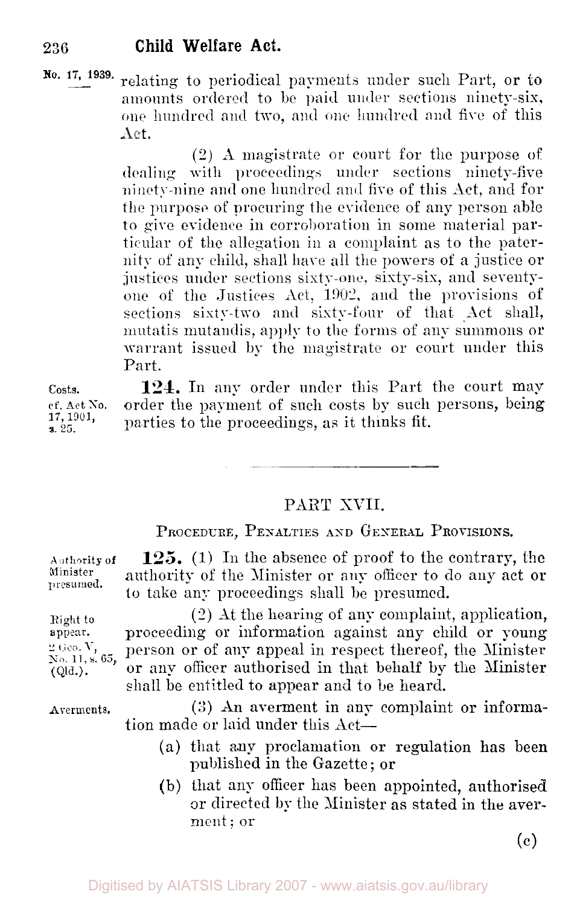No. 17, 1939.

relating to periodical payments under such Part, or to amounts ordered to be paid under sections ninety-six, one hundred and two, and one hundred and five of this Act.

(2) A magistrate or court for the purpose of dealing with proceedings under sections ninety-five ninety-nine and one hundred and five of this Act, and for the purpose of procuring the evidence of any person able to give evidence in corroboration in some material particular of the allegation in a complaint as to the paternity of any child, shall have all the powers of a justice or justices under sections sixty-one, sixty-six, and seventy-one of the Justices Act, 1902, and the provisions of sections sixty-two and sixty-four of that Act shall, mutatis mutandis, apply to the forms of any summons or warrant issued by the magistrate or court under this Part.

Costs. cf. Act No. 17, 1901, s. 25.

**124.** In any order under this Part the court may order the payment of such costs by such persons, being parties to the proceedings, as it thinks fit.

---

## PART XVII.

### Procedure, Penalties and General Provisions.

Authority of Minister presumed.

**125.** (1) In the absence of proof to the contrary, the authority of the Minister or any officer to do any act or to take any proceedings shall be presumed.

Right to appear. 2 Geo. V, No. 11, s. 65, (Qld.).

(2) At the hearing of any complaint, application, proceeding or information against any child or young person or of any appeal in respect thereof, the Minister or any officer authorised in that behalf by the Minister shall be entitled to appear and to be heard.

Averments.

(3) An averment in any complaint or information made or laid under this Act—

(a) that any proclamation or regulation has been published in the Gazette; or

(b) that any officer has been appointed, authorised or directed by the Minister as stated in the averment; or

(c)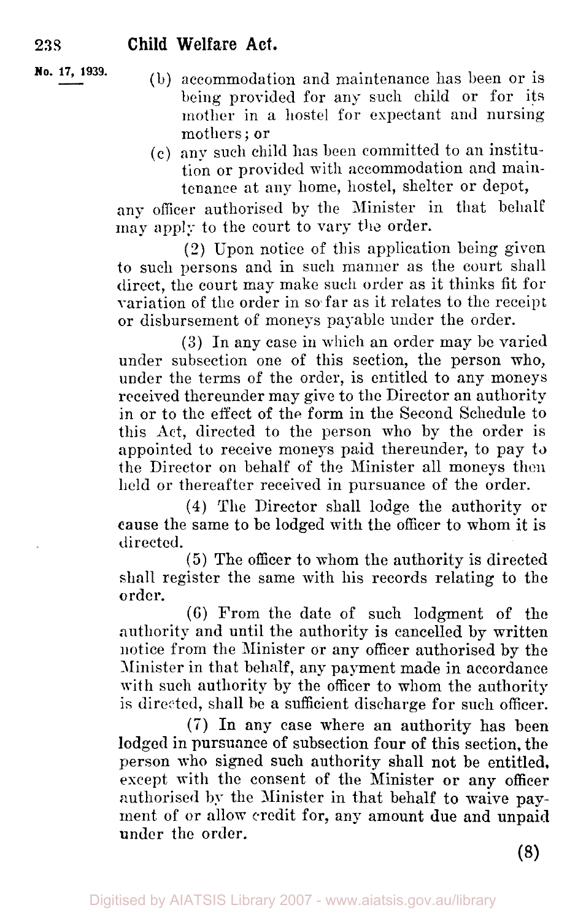(b) accommodation and maintenance has been or is being provided for any such child or for its mother in a hostel for expectant and nursing mothers; or

(c) any such child has been committed to an institution or provided with accommodation and maintenance at any home, hostel, shelter or depot,

any officer authorised by the Minister in that behalf may apply to the court to vary the order.

(2) Upon notice of this application being given to such persons and in such manner as the court shall direct, the court may make such order as it thinks fit for variation of the order in so far as it relates to the receipt or disbursement of moneys payable under the order.

(3) In any case in which an order may be varied under subsection one of this section, the person who, under the terms of the order, is entitled to any moneys received thereunder may give to the Director an authority in or to the effect of the form in the Second Schedule to this Act, directed to the person who by the order is appointed to receive moneys paid thereunder, to pay to the Director on behalf of the Minister all moneys then held or thereafter received in pursuance of the order.

(4) The Director shall lodge the authority or cause the same to be lodged with the officer to whom it is directed.

(5) The officer to whom the authority is directed shall register the same with his records relating to the order.

(6) From the date of such lodgment of the authority and until the authority is cancelled by written notice from the Minister or any officer authorised by the Minister in that behalf, any payment made in accordance with such authority by the officer to whom the authority is directed, shall be a sufficient discharge for such officer.

(7) In any case where an authority has been lodged in pursuance of subsection four of this section, the person who signed such authority shall not be entitled, except with the consent of the Minister or any officer authorised by the Minister in that behalf to waive payment of or allow credit for, any amount due and unpaid under the order.

(8)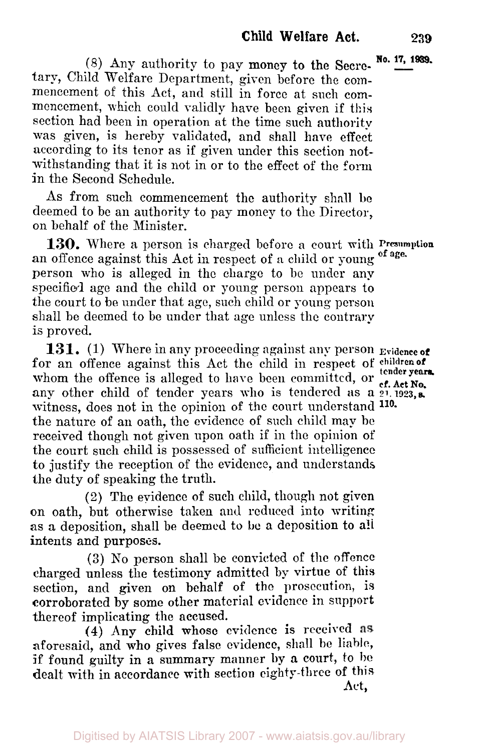(8) Any authority to pay money to the Secretary, Child Welfare Department, given before the commencement of this Act, and still in force at such commencement, which could validly have been given if this section had been in operation at the time such authority was given, is hereby validated, and shall have effect according to its tenor as if given under this section notwithstanding that it is not in or to the effect of the form in the Second Schedule.

As from such commencement the authority shall be deemed to be an authority to pay money to the Director, on behalf of the Minister.

**130.** Where a person is charged before a court with an offence against this Act in respect of a child or young person who is alleged in the charge to be under any specified age and the child or young person appears to the court to be under that age, such child or young person shall be deemed to be under that age unless the contrary is proved.

*Presumption of age.*

**131.** (1) Where in any proceeding against any person for an offence against this Act the child in respect of whom the offence is alleged to have been committed, or any other child of tender years who is tendered as a witness, does not in the opinion of the court understand the nature of an oath, the evidence of such child may be received though not given upon oath if in the opinion of the court such child is possessed of sufficient intelligence to justify the reception of the evidence, and understands the duty of speaking the truth.

*Evidence of children of tender years. cf. Act No. 21, 1923, s. 110.*

(2) The evidence of such child, though not given on oath, but otherwise taken and reduced into writing as a deposition, shall be deemed to be a deposition to all intents and purposes.

(3) No person shall be convicted of the offence charged unless the testimony admitted by virtue of this section, and given on behalf of the prosecution, is corroborated by some other material evidence in support thereof implicating the accused.

(4) Any child whose evidence is received as aforesaid, and who gives false evidence, shall be liable, if found guilty in a summary manner by a court, to be dealt with in accordance with section eighty-three of this Act,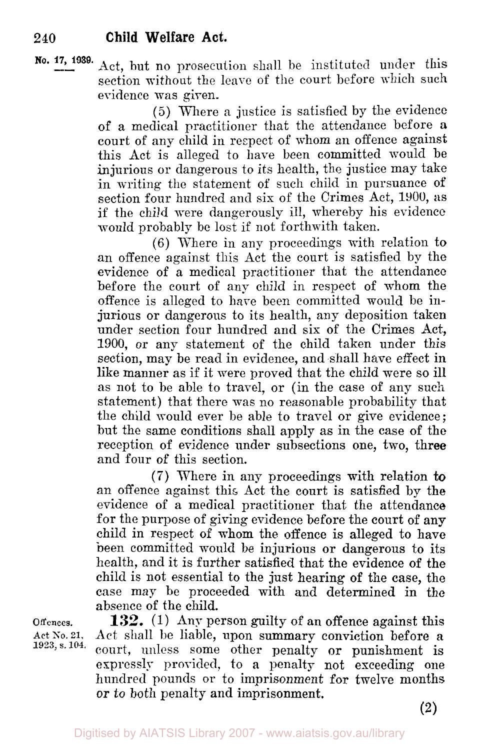Act, but no prosecution shall be instituted under this section without the leave of the court before which such evidence was given.

(5) Where a justice is satisfied by the evidence of a medical practitioner that the attendance before a court of any child in respect of whom an offence against this Act is alleged to have been committed would be injurious or dangerous to its health, the justice may take in writing the statement of such child in pursuance of section four hundred and six of the Crimes Act, 1900, as if the child were dangerously ill, whereby his evidence would probably be lost if not forthwith taken.

(6) Where in any proceedings with relation to an offence against this Act the court is satisfied by the evidence of a medical practitioner that the attendance before the court of any child in respect of whom the offence is alleged to have been committed would be injurious or dangerous to its health, any deposition taken under section four hundred and six of the Crimes Act, 1900, or any statement of the child taken under this section, may be read in evidence, and shall have effect in like manner as if it were proved that the child were so ill as not to be able to travel, or (in the case of any such statement) that there was no reasonable probability that the child would ever be able to travel or give evidence; but the same conditions shall apply as in the case of the reception of evidence under subsections one, two, three and four of this section.

(7) Where in any proceedings with relation to an offence against this Act the court is satisfied by the evidence of a medical practitioner that the attendance for the purpose of giving evidence before the court of any child in respect of whom the offence is alleged to have been committed would be injurious or dangerous to its health, and it is further satisfied that the evidence of the child is not essential to the just hearing of the case, the case may be proceeded with and determined in the absence of the child.

Offences. Act No. 21, 1923, s. 104.

**132.** (1) Any person guilty of an offence against this Act shall be liable, upon summary conviction before a court, unless some other penalty or punishment is expressly provided, to a penalty not exceeding one hundred pounds or to imprisonment for twelve months or to both penalty and imprisonment.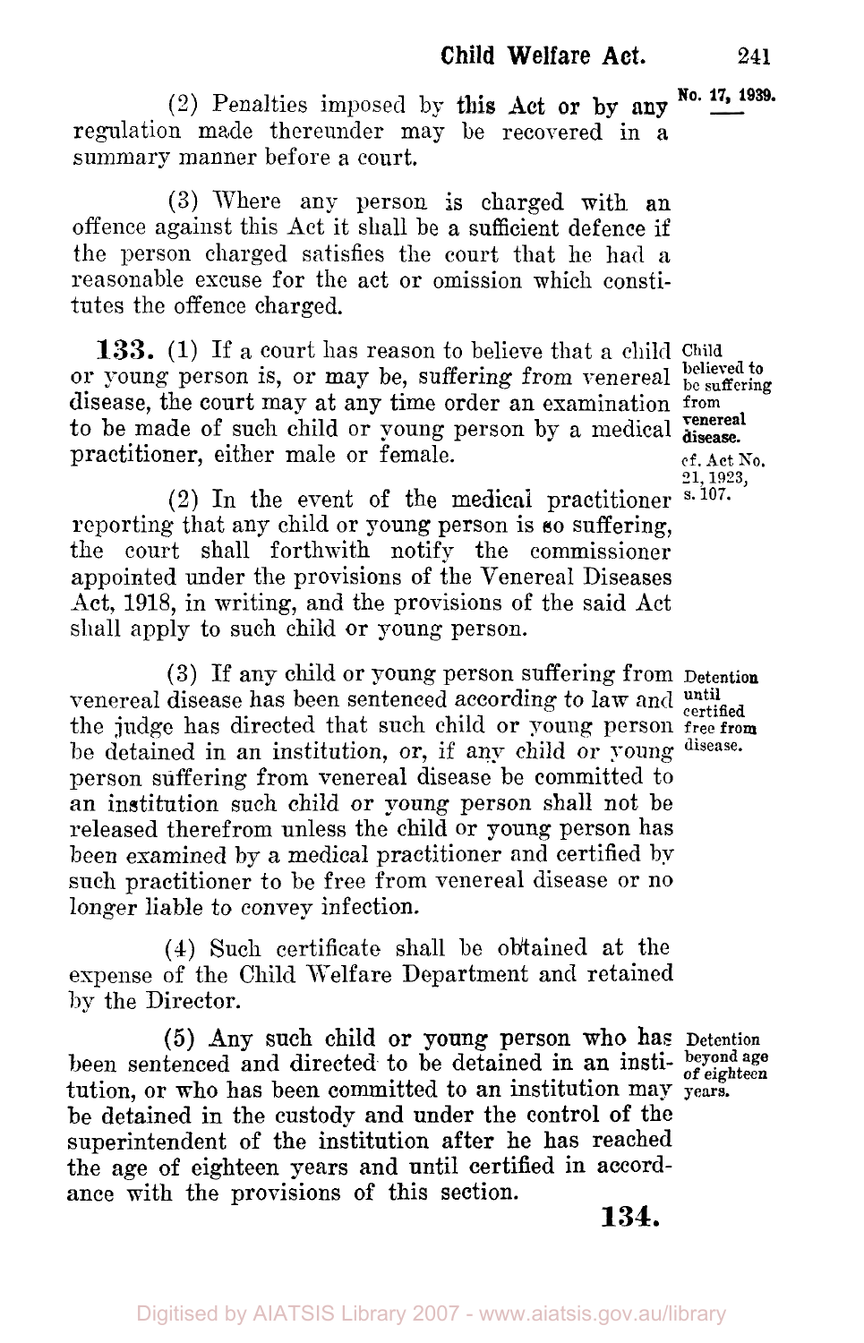(2) Penalties imposed by this Act or by any regulation made thereunder may be recovered in a summary manner before a court.

(3) Where any person is charged with an offence against this Act it shall be a sufficient defence if the person charged satisfies the court that he had a reasonable excuse for the act or omission which constitutes the offence charged.

*Child believed to be suffering from venereal disease.*
*cf. Act No. 21, 1923, s. 107.*

**133.** (1) If a court has reason to believe that a child or young person is, or may be, suffering from venereal disease, the court may at any time order an examination to be made of such child or young person by a medical practitioner, either male or female.

(2) In the event of the medical practitioner reporting that any child or young person is so suffering, the court shall forthwith notify the commissioner appointed under the provisions of the Venereal Diseases Act, 1918, in writing, and the provisions of the said Act shall apply to such child or young person.

*Detention until certified free from disease.*

(3) If any child or young person suffering from venereal disease has been sentenced according to law and the judge has directed that such child or young person be detained in an institution, or, if any child or young person suffering from venereal disease be committed to an institution such child or young person shall not be released therefrom unless the child or young person has been examined by a medical practitioner and certified by such practitioner to be free from venereal disease or no longer liable to convey infection.

(4) Such certificate shall be obtained at the expense of the Child Welfare Department and retained by the Director.

*Detention beyond age of eighteen years.*

(5) Any such child or young person who has been sentenced and directed to be detained in an institution, or who has been committed to an institution may be detained in the custody and under the control of the superintendent of the institution after he has reached the age of eighteen years and until certified in accordance with the provisions of this section.